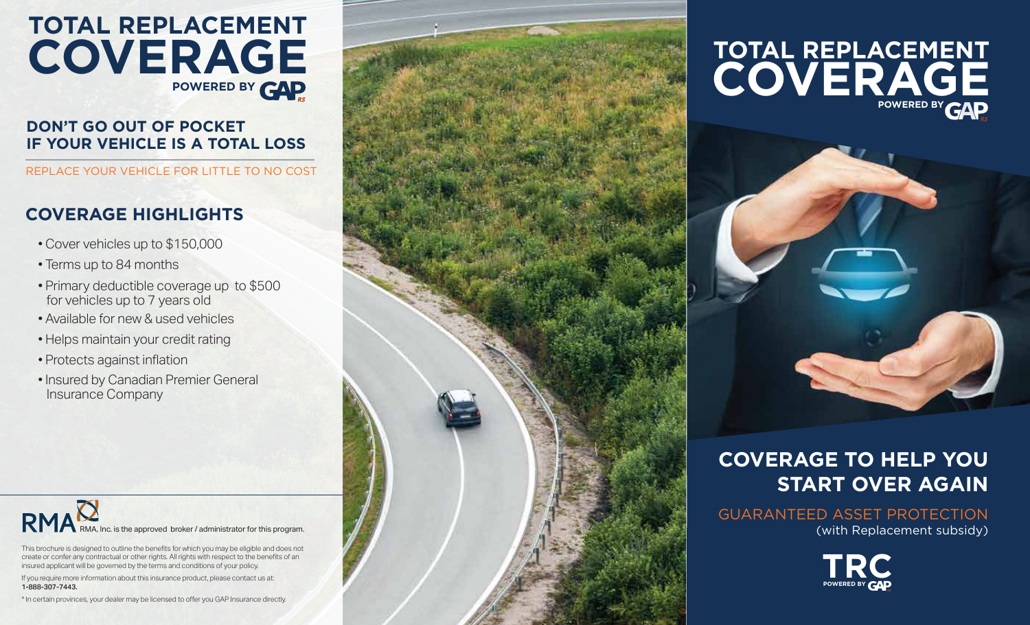# TOTAL REPLACEMENT COVERAGE

POWERED BY GAP RS

## DON'T GO OUT OF POCKET IF YOUR VEHICLE IS A TOTAL LOSS

REPLACE YOUR VEHICLE FOR LITTLE TO NO COST

## COVERAGE HIGHLIGHTS

- Cover vehicles up to $150,000
- Terms up to 84 months
- Primary deductible coverage up to $500 for vehicles up to 7 years old
- Available for new & used vehicles
- Helps maintain your credit rating
- Protects against inflation
- Insured by Canadian Premier General Insurance Company

RMA, Inc. is the approved broker / administrator for this program.

This brochure is designed to outline the benefits for which you may be eligible and does not create or confer any contractual or other rights. All rights with respect to the benefits of an insured applicant will be governed by the terms and conditions of your policy.

If you require more information about this insurance product, please contact us at: **1-888-307-7443.**

* In certain provinces, your dealer may be licensed to offer you GAP Insurance directly.

# TOTAL REPLACEMENT COVERAGE

POWERED BY GAP RS

## COVERAGE TO HELP YOU START OVER AGAIN

GUARANTEED ASSET PROTECTION
(with Replacement subsidy)

TRC POWERED BY GAP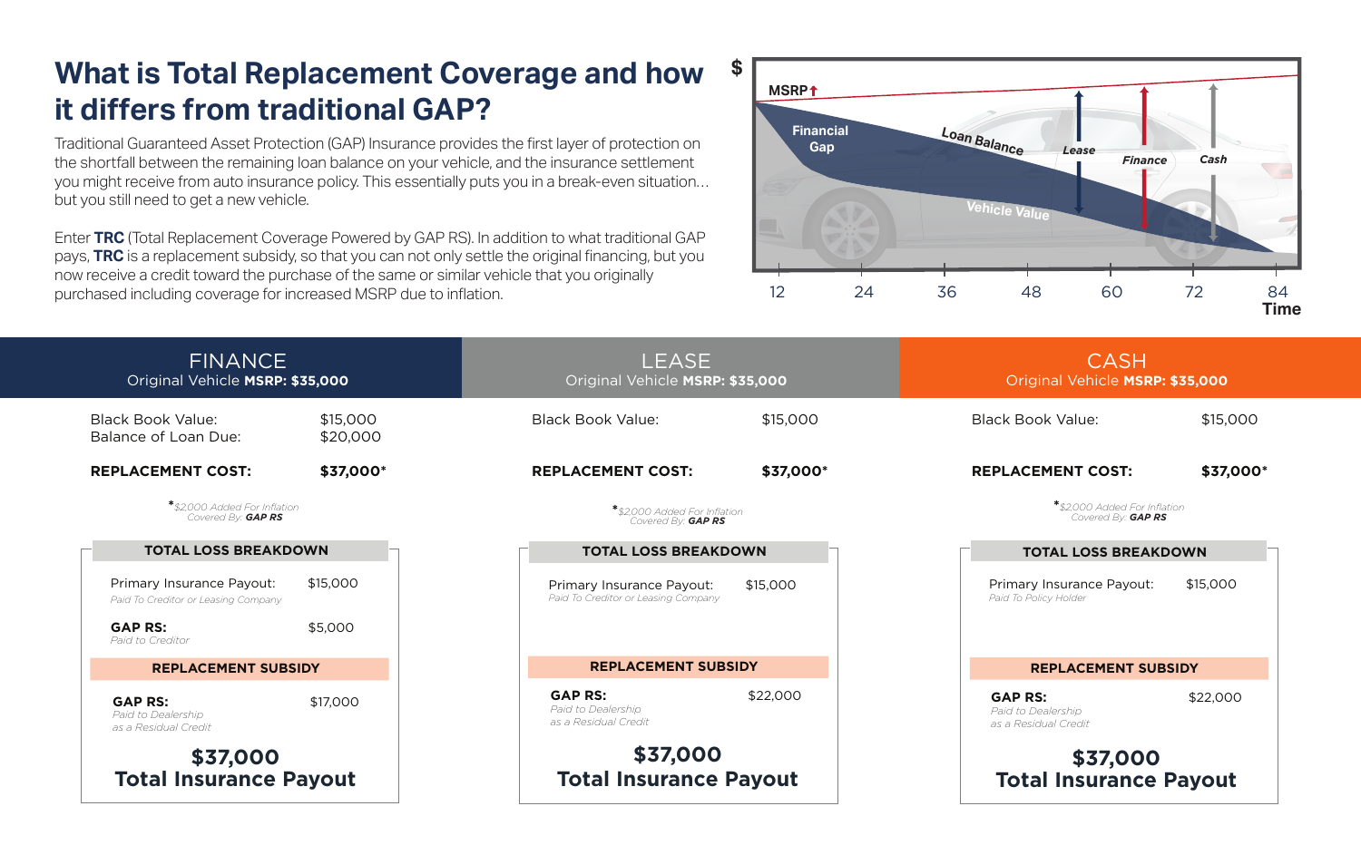# What is Total Replacement Coverage and how it differs from traditional GAP?

Traditional Guaranteed Asset Protection (GAP) Insurance provides the first layer of protection on the shortfall between the remaining loan balance on your vehicle, and the insurance settlement you might receive from auto insurance policy. This essentially puts you in a break-even situation… but you still need to get a new vehicle.

Enter **TRC** (Total Replacement Coverage Powered by GAP RS). In addition to what traditional GAP pays, **TRC** is a replacement subsidy, so that you can not only settle the original financing, but you now receive a credit toward the purchase of the same or similar vehicle that you originally purchased including coverage for increased MSRP due to inflation.

$

MSRP

Financial Gap

Loan Balance

Lease

Finance

Cash

Vehicle Value

12 24 36 48 60 72 84

Time

## FINANCE
Original Vehicle **MSRP: $35,000**

| | |
|---|---|
| Black Book Value: | $15,000 |
| Balance of Loan Due: | $20,000 |
| **REPLACEMENT COST:** | **$37,000*** |

*\*$2,000 Added For Inflation Covered By:* ***GAP RS***

**TOTAL LOSS BREAKDOWN**

| | |
|---|---|
| Primary Insurance Payout: *Paid To Creditor or Leasing Company* | $15,000 |
| **GAP RS:** *Paid to Creditor* | $5,000 |

**REPLACEMENT SUBSIDY**

| | |
|---|---|
| **GAP RS:** *Paid to Dealership as a Residual Credit* | $17,000 |

**$37,000**
**Total Insurance Payout**

## LEASE
Original Vehicle **MSRP: $35,000**

| | |
|---|---|
| Black Book Value: | $15,000 |
| **REPLACEMENT COST:** | **$37,000*** |

*\*$2,000 Added For Inflation Covered By:* ***GAP RS***

**TOTAL LOSS BREAKDOWN**

| | |
|---|---|
| Primary Insurance Payout: *Paid To Creditor or Leasing Company* | $15,000 |

**REPLACEMENT SUBSIDY**

| | |
|---|---|
| **GAP RS:** *Paid to Dealership as a Residual Credit* | $22,000 |

**$37,000**
**Total Insurance Payout**

## CASH
Original Vehicle **MSRP: $35,000**

| | |
|---|---|
| Black Book Value: | $15,000 |
| **REPLACEMENT COST:** | **$37,000*** |

*\*$2,000 Added For Inflation Covered By:* ***GAP RS***

**TOTAL LOSS BREAKDOWN**

| | |
|---|---|
| Primary Insurance Payout: *Paid To Policy Holder* | $15,000 |

**REPLACEMENT SUBSIDY**

| | |
|---|---|
| **GAP RS:** *Paid to Dealership as a Residual Credit* | $22,000 |

**$37,000**
**Total Insurance Payout**